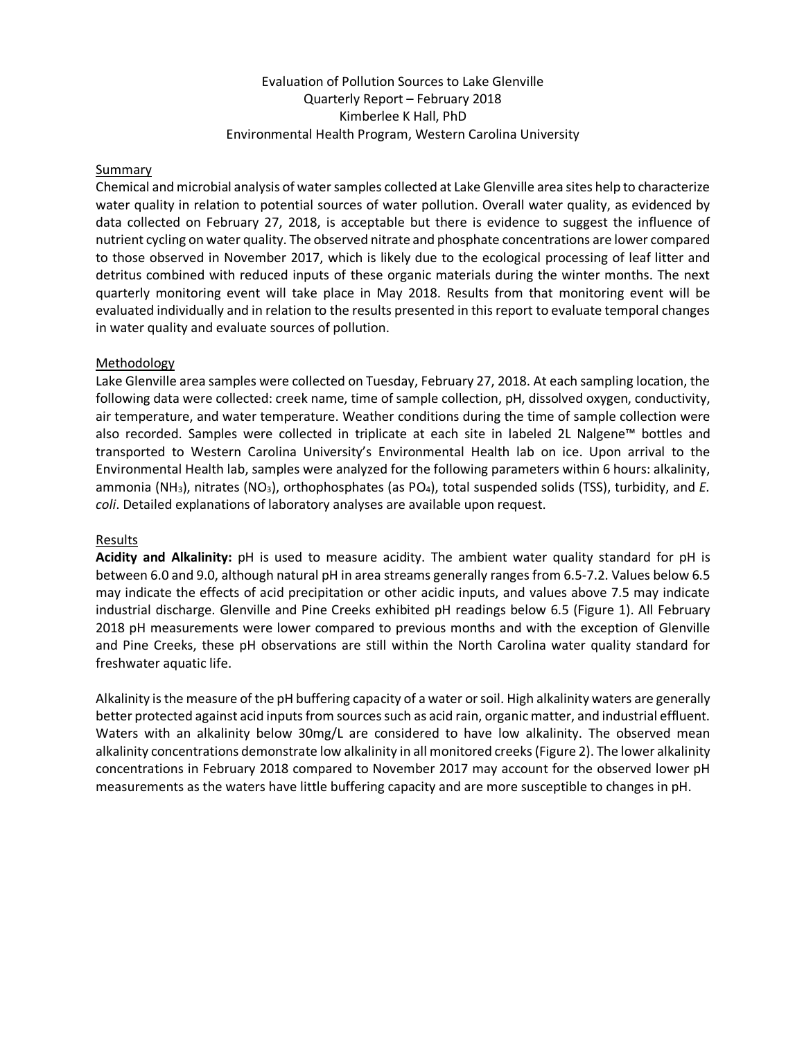# Evaluation of Pollution Sources to Lake Glenville

Quarterly Report – February 2018

Kimberlee K Hall, PhD

Environmental Health Program, Western Carolina University

## Summary

Chemical and microbial analysis of water samples collected at Lake Glenville area sites help to characterize water quality in relation to potential sources of water pollution. Overall water quality, as evidenced by data collected on February 27, 2018, is acceptable but there is evidence to suggest the influence of nutrient cycling on water quality. The observed nitrate and phosphate concentrations are lower compared to those observed in November 2017, which is likely due to the ecological processing of leaf litter and detritus combined with reduced inputs of these organic materials during the winter months. The next quarterly monitoring event will take place in May 2018. Results from that monitoring event will be evaluated individually and in relation to the results presented in this report to evaluate temporal changes in water quality and evaluate sources of pollution.

## Methodology

Lake Glenville area samples were collected on Tuesday, February 27, 2018. At each sampling location, the following data were collected: creek name, time of sample collection, pH, dissolved oxygen, conductivity, air temperature, and water temperature. Weather conditions during the time of sample collection were also recorded. Samples were collected in triplicate at each site in labeled 2L Nalgene™ bottles and transported to Western Carolina University's Environmental Health lab on ice. Upon arrival to the Environmental Health lab, samples were analyzed for the following parameters within 6 hours: alkalinity, ammonia ($NH_3$), nitrates ($NO_3$), orthophosphates (as $PO_4$), total suspended solids (TSS), turbidity, and *E. coli*. Detailed explanations of laboratory analyses are available upon request.

## Results

**Acidity and Alkalinity:** pH is used to measure acidity. The ambient water quality standard for pH is between 6.0 and 9.0, although natural pH in area streams generally ranges from 6.5-7.2. Values below 6.5 may indicate the effects of acid precipitation or other acidic inputs, and values above 7.5 may indicate industrial discharge. Glenville and Pine Creeks exhibited pH readings below 6.5 (Figure 1). All February 2018 pH measurements were lower compared to previous months and with the exception of Glenville and Pine Creeks, these pH observations are still within the North Carolina water quality standard for freshwater aquatic life.

Alkalinity is the measure of the pH buffering capacity of a water or soil. High alkalinity waters are generally better protected against acid inputs from sources such as acid rain, organic matter, and industrial effluent. Waters with an alkalinity below 30mg/L are considered to have low alkalinity. The observed mean alkalinity concentrations demonstrate low alkalinity in all monitored creeks (Figure 2). The lower alkalinity concentrations in February 2018 compared to November 2017 may account for the observed lower pH measurements as the waters have little buffering capacity and are more susceptible to changes in pH.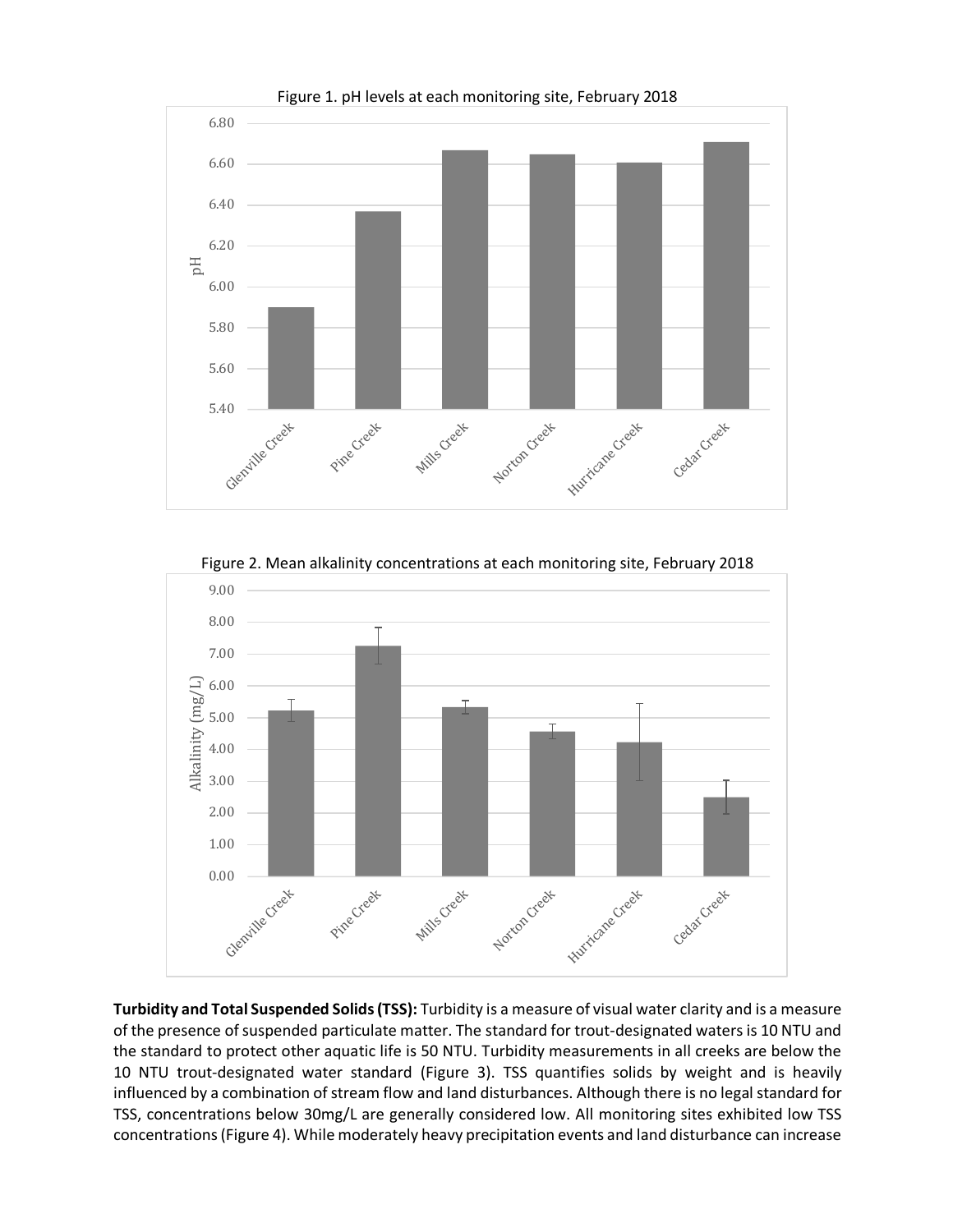Figure 1. pH levels at each monitoring site, February 2018

Figure 2. Mean alkalinity concentrations at each monitoring site, February 2018

**Turbidity and Total Suspended Solids (TSS):** Turbidity is a measure of visual water clarity and is a measure of the presence of suspended particulate matter. The standard for trout-designated waters is 10 NTU and the standard to protect other aquatic life is 50 NTU. Turbidity measurements in all creeks are below the 10 NTU trout-designated water standard (Figure 3). TSS quantifies solids by weight and is heavily influenced by a combination of stream flow and land disturbances. Although there is no legal standard for TSS, concentrations below 30mg/L are generally considered low. All monitoring sites exhibited low TSS concentrations (Figure 4). While moderately heavy precipitation events and land disturbance can increase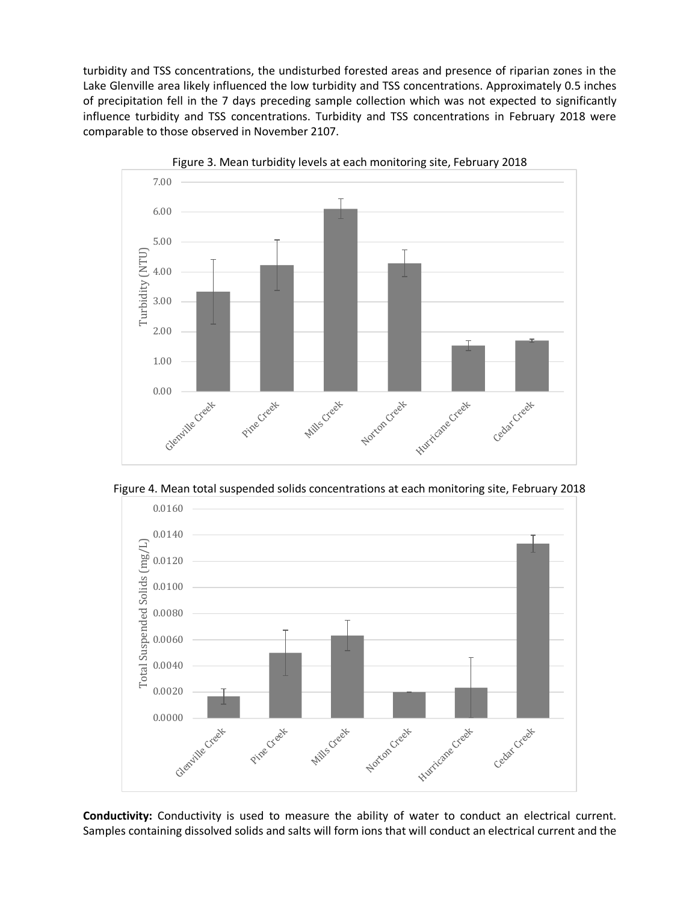turbidity and TSS concentrations, the undisturbed forested areas and presence of riparian zones in the Lake Glenville area likely influenced the low turbidity and TSS concentrations. Approximately 0.5 inches of precipitation fell in the 7 days preceding sample collection which was not expected to significantly influence turbidity and TSS concentrations. Turbidity and TSS concentrations in February 2018 were comparable to those observed in November 2107.

Figure 3. Mean turbidity levels at each monitoring site, February 2018

Figure 4. Mean total suspended solids concentrations at each monitoring site, February 2018

**Conductivity:** Conductivity is used to measure the ability of water to conduct an electrical current. Samples containing dissolved solids and salts will form ions that will conduct an electrical current and the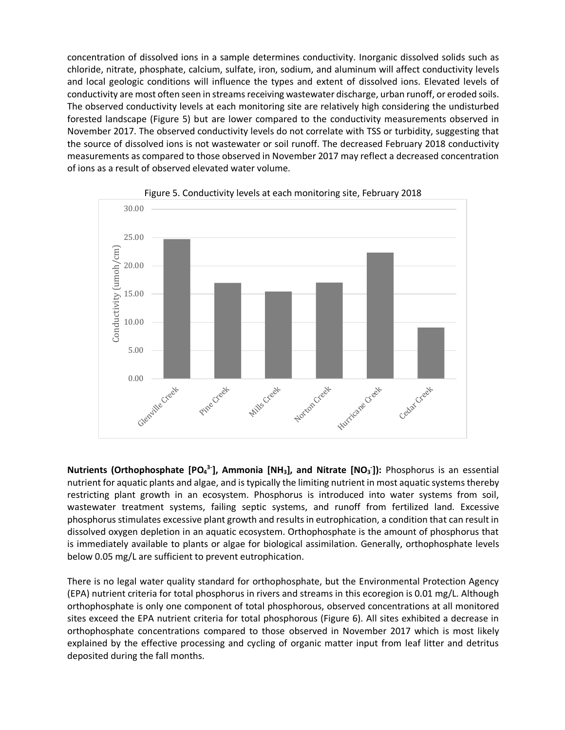concentration of dissolved ions in a sample determines conductivity. Inorganic dissolved solids such as chloride, nitrate, phosphate, calcium, sulfate, iron, sodium, and aluminum will affect conductivity levels and local geologic conditions will influence the types and extent of dissolved ions. Elevated levels of conductivity are most often seen in streams receiving wastewater discharge, urban runoff, or eroded soils. The observed conductivity levels at each monitoring site are relatively high considering the undisturbed forested landscape (Figure 5) but are lower compared to the conductivity measurements observed in November 2017. The observed conductivity levels do not correlate with TSS or turbidity, suggesting that the source of dissolved ions is not wastewater or soil runoff. The decreased February 2018 conductivity measurements as compared to those observed in November 2017 may reflect a decreased concentration of ions as a result of observed elevated water volume.

Figure 5. Conductivity levels at each monitoring site, February 2018

**Nutrients (Orthophosphate [$PO_4^{3-}$], Ammonia [$NH_3$], and Nitrate [$NO_3^-$]):** Phosphorus is an essential nutrient for aquatic plants and algae, and is typically the limiting nutrient in most aquatic systems thereby restricting plant growth in an ecosystem. Phosphorus is introduced into water systems from soil, wastewater treatment systems, failing septic systems, and runoff from fertilized land. Excessive phosphorus stimulates excessive plant growth and results in eutrophication, a condition that can result in dissolved oxygen depletion in an aquatic ecosystem. Orthophosphate is the amount of phosphorus that is immediately available to plants or algae for biological assimilation. Generally, orthophosphate levels below 0.05 mg/L are sufficient to prevent eutrophication.

There is no legal water quality standard for orthophosphate, but the Environmental Protection Agency (EPA) nutrient criteria for total phosphorus in rivers and streams in this ecoregion is 0.01 mg/L. Although orthophosphate is only one component of total phosphorous, observed concentrations at all monitored sites exceed the EPA nutrient criteria for total phosphorous (Figure 6). All sites exhibited a decrease in orthophosphate concentrations compared to those observed in November 2017 which is most likely explained by the effective processing and cycling of organic matter input from leaf litter and detritus deposited during the fall months.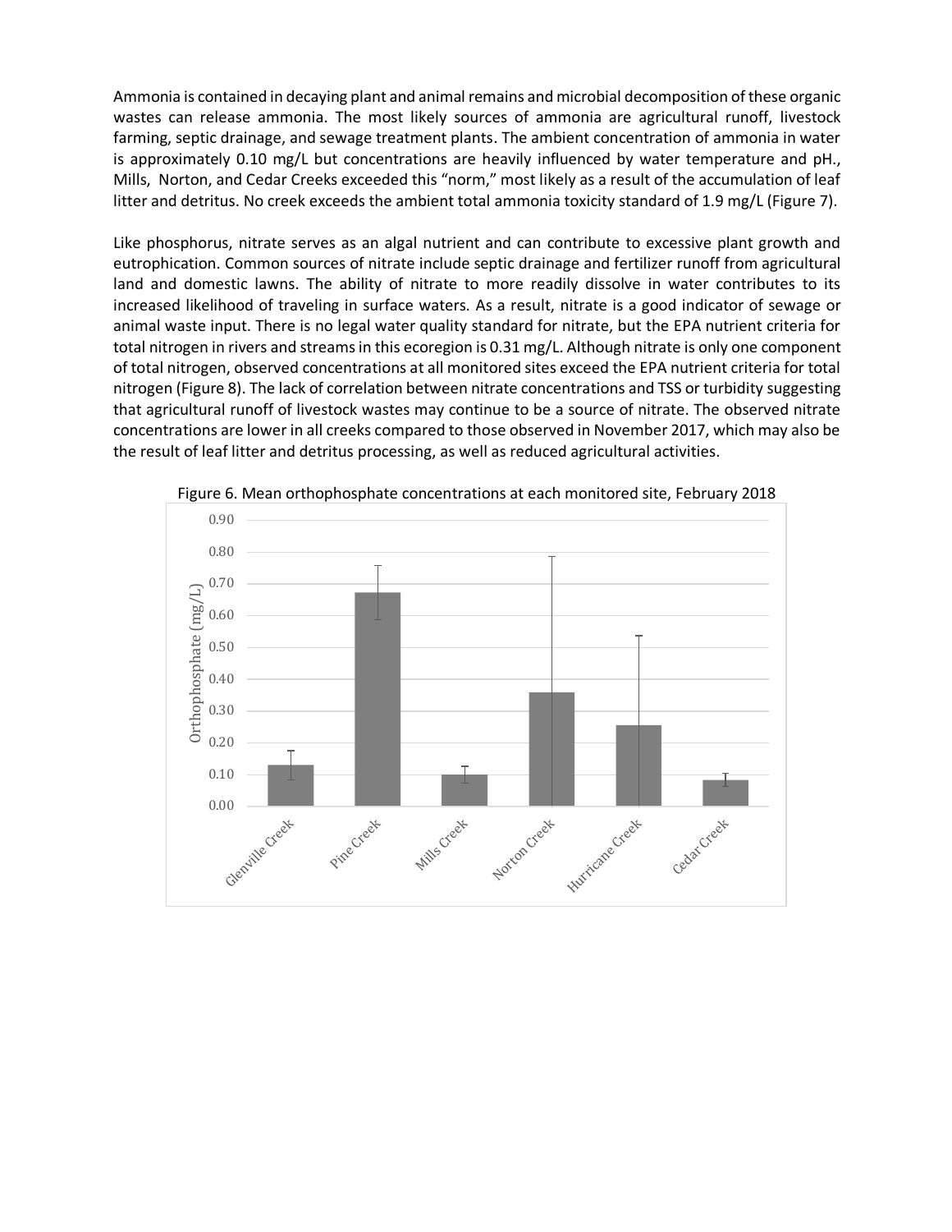Ammonia is contained in decaying plant and animal remains and microbial decomposition of these organic wastes can release ammonia. The most likely sources of ammonia are agricultural runoff, livestock farming, septic drainage, and sewage treatment plants. The ambient concentration of ammonia in water is approximately 0.10 mg/L but concentrations are heavily influenced by water temperature and pH., Mills, Norton, and Cedar Creeks exceeded this "norm," most likely as a result of the accumulation of leaf litter and detritus. No creek exceeds the ambient total ammonia toxicity standard of 1.9 mg/L (Figure 7).

Like phosphorus, nitrate serves as an algal nutrient and can contribute to excessive plant growth and eutrophication. Common sources of nitrate include septic drainage and fertilizer runoff from agricultural land and domestic lawns. The ability of nitrate to more readily dissolve in water contributes to its increased likelihood of traveling in surface waters. As a result, nitrate is a good indicator of sewage or animal waste input. There is no legal water quality standard for nitrate, but the EPA nutrient criteria for total nitrogen in rivers and streams in this ecoregion is 0.31 mg/L. Although nitrate is only one component of total nitrogen, observed concentrations at all monitored sites exceed the EPA nutrient criteria for total nitrogen (Figure 8). The lack of correlation between nitrate concentrations and TSS or turbidity suggesting that agricultural runoff of livestock wastes may continue to be a source of nitrate. The observed nitrate concentrations are lower in all creeks compared to those observed in November 2017, which may also be the result of leaf litter and detritus processing, as well as reduced agricultural activities.

Figure 6. Mean orthophosphate concentrations at each monitored site, February 2018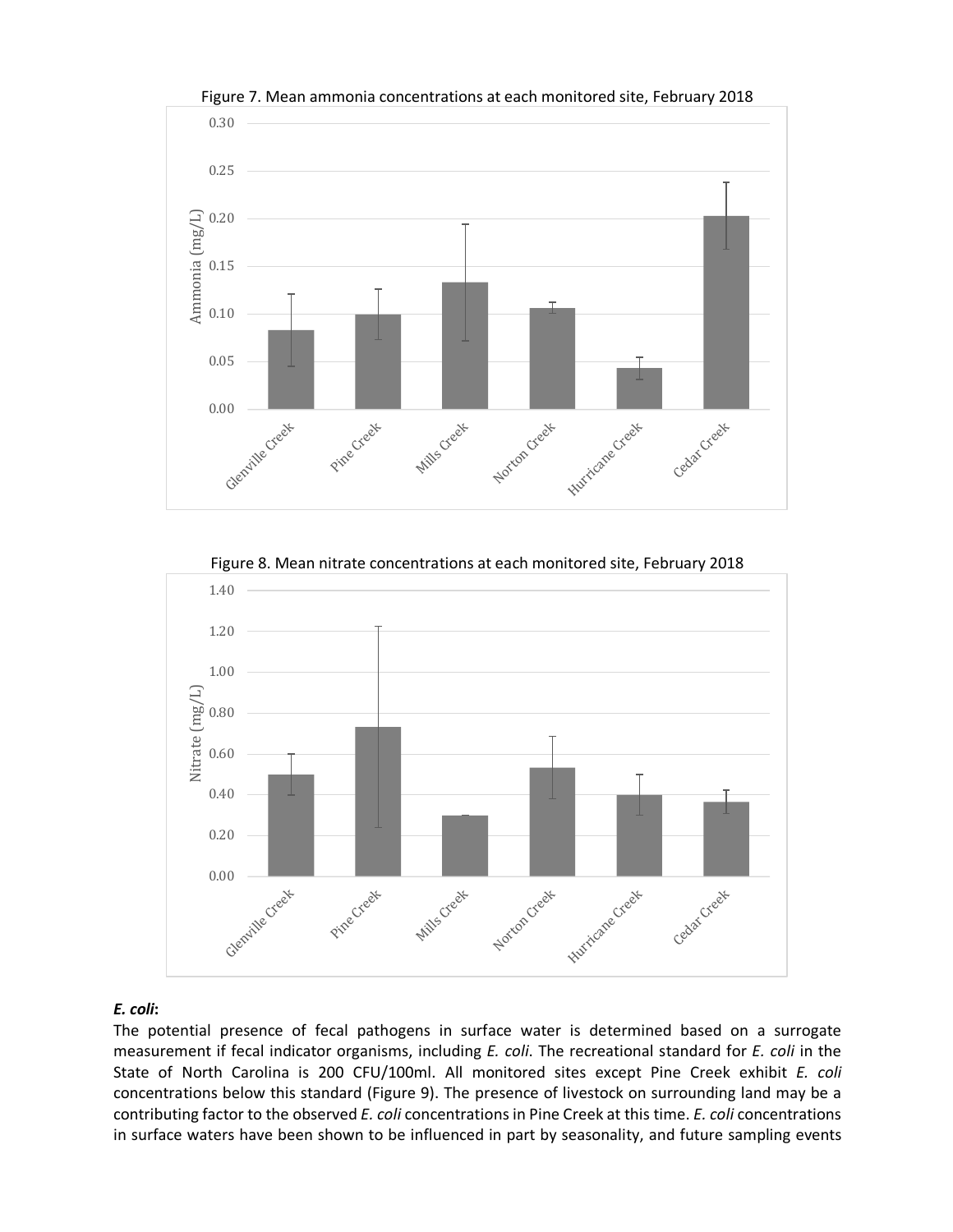Figure 7. Mean ammonia concentrations at each monitored site, February 2018

Figure 8. Mean nitrate concentrations at each monitored site, February 2018

***E. coli*:**

The potential presence of fecal pathogens in surface water is determined based on a surrogate measurement if fecal indicator organisms, including *E. coli*. The recreational standard for *E. coli* in the State of North Carolina is 200 CFU/100ml. All monitored sites except Pine Creek exhibit *E. coli* concentrations below this standard (Figure 9). The presence of livestock on surrounding land may be a contributing factor to the observed *E. coli* concentrations in Pine Creek at this time. *E. coli* concentrations in surface waters have been shown to be influenced in part by seasonality, and future sampling events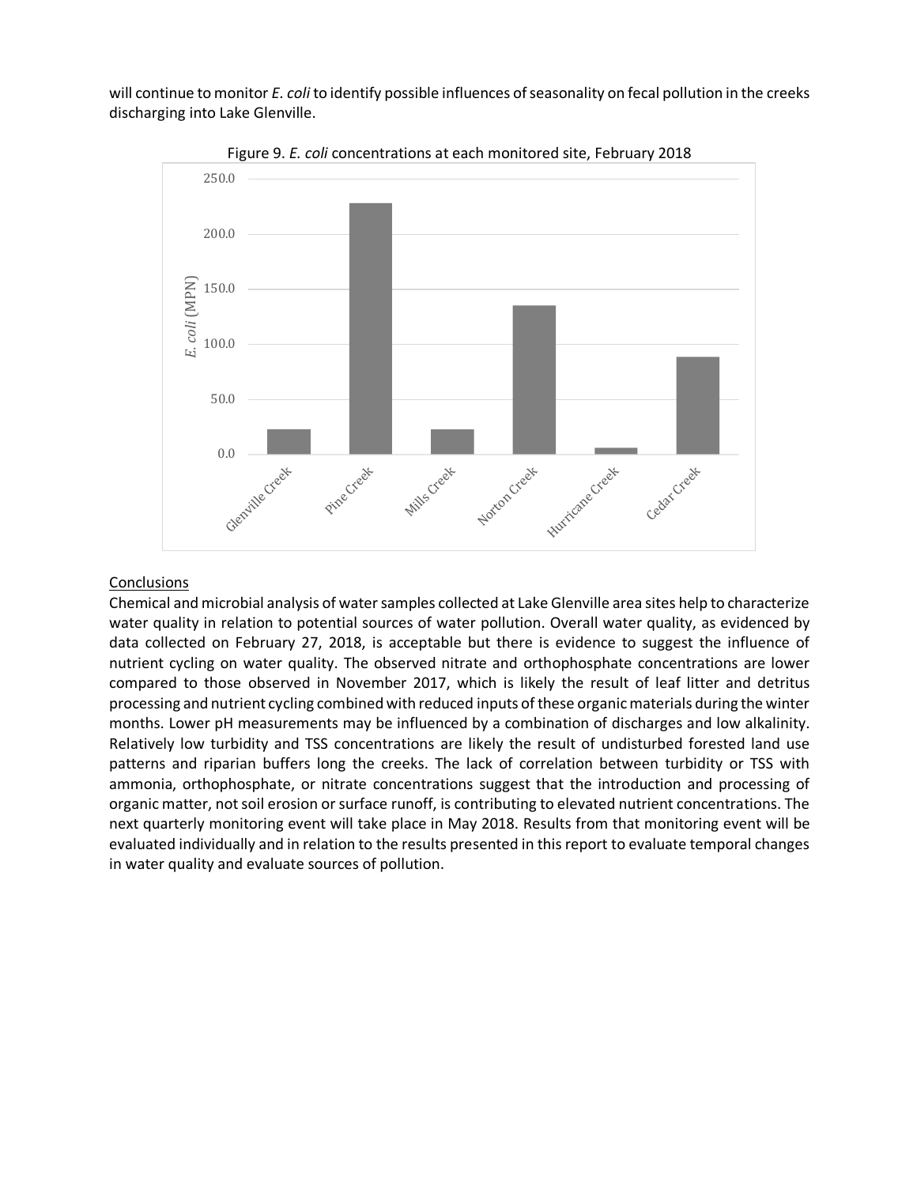will continue to monitor *E. coli* to identify possible influences of seasonality on fecal pollution in the creeks discharging into Lake Glenville.

Figure 9. *E. coli* concentrations at each monitored site, February 2018

*E. coli* (MPN)

250.0

200.0

150.0

100.0

50.0

0.0

Glenville Creek

Pine Creek

Mills Creek

Norton Creek

Hurricane Creek

Cedar Creek

Conclusions

Chemical and microbial analysis of water samples collected at Lake Glenville area sites help to characterize water quality in relation to potential sources of water pollution. Overall water quality, as evidenced by data collected on February 27, 2018, is acceptable but there is evidence to suggest the influence of nutrient cycling on water quality. The observed nitrate and orthophosphate concentrations are lower compared to those observed in November 2017, which is likely the result of leaf litter and detritus processing and nutrient cycling combined with reduced inputs of these organic materials during the winter months. Lower pH measurements may be influenced by a combination of discharges and low alkalinity. Relatively low turbidity and TSS concentrations are likely the result of undisturbed forested land use patterns and riparian buffers long the creeks. The lack of correlation between turbidity or TSS with ammonia, orthophosphate, or nitrate concentrations suggest that the introduction and processing of organic matter, not soil erosion or surface runoff, is contributing to elevated nutrient concentrations. The next quarterly monitoring event will take place in May 2018. Results from that monitoring event will be evaluated individually and in relation to the results presented in this report to evaluate temporal changes in water quality and evaluate sources of pollution.